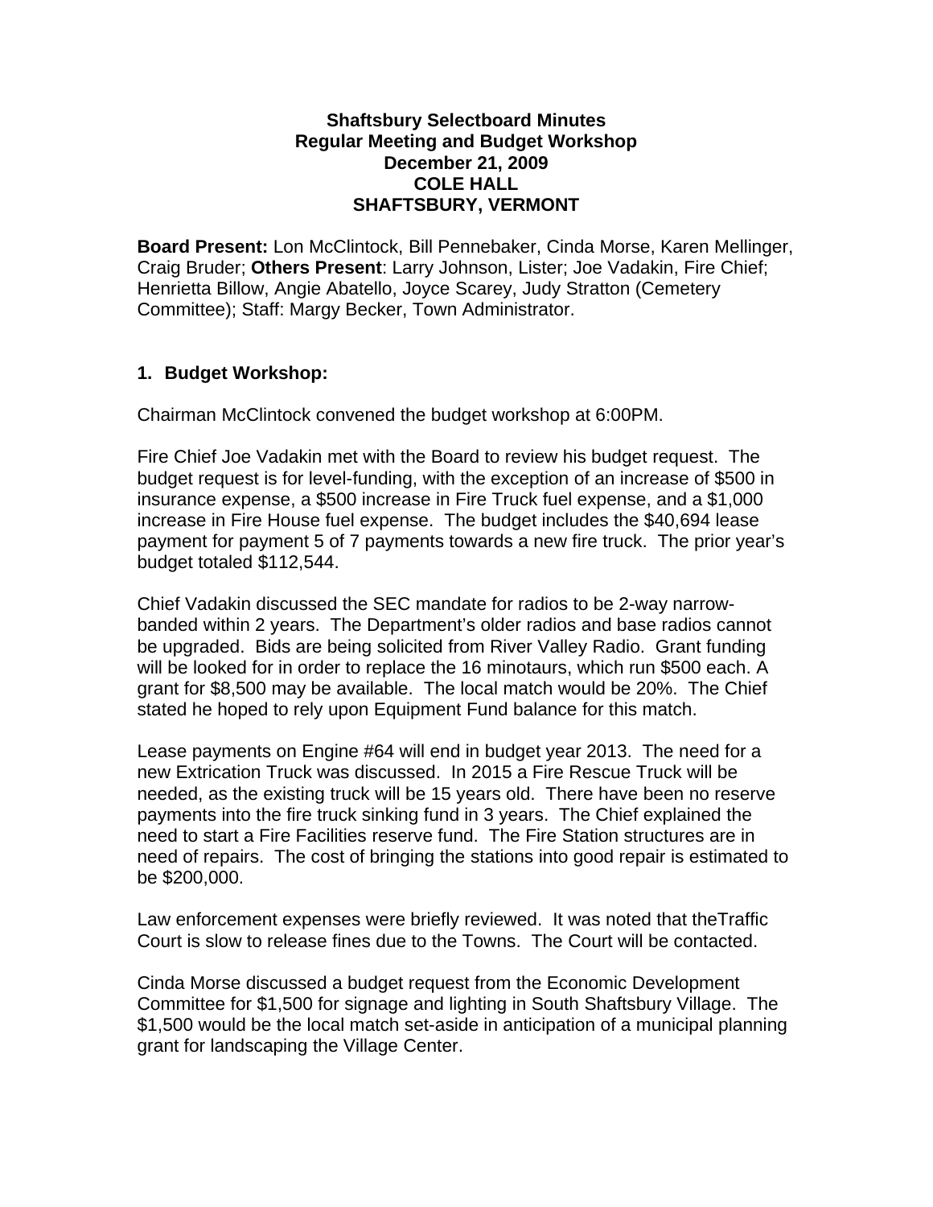**Shaftsbury Selectboard Minutes**
**Regular Meeting and Budget Workshop**
**December 21, 2009**
**COLE HALL**
**SHAFTSBURY, VERMONT**

**Board Present:** Lon McClintock, Bill Pennebaker, Cinda Morse, Karen Mellinger, Craig Bruder; **Others Present**: Larry Johnson, Lister; Joe Vadakin, Fire Chief; Henrietta Billow, Angie Abatello, Joyce Scarey, Judy Stratton (Cemetery Committee); Staff: Margy Becker, Town Administrator.

## 1. Budget Workshop:

Chairman McClintock convened the budget workshop at 6:00PM.

Fire Chief Joe Vadakin met with the Board to review his budget request. The budget request is for level-funding, with the exception of an increase of $500 in insurance expense, a $500 increase in Fire Truck fuel expense, and a $1,000 increase in Fire House fuel expense. The budget includes the $40,694 lease payment for payment 5 of 7 payments towards a new fire truck. The prior year's budget totaled $112,544.

Chief Vadakin discussed the SEC mandate for radios to be 2-way narrow-banded within 2 years. The Department's older radios and base radios cannot be upgraded. Bids are being solicited from River Valley Radio. Grant funding will be looked for in order to replace the 16 minotaurs, which run $500 each. A grant for $8,500 may be available. The local match would be 20%. The Chief stated he hoped to rely upon Equipment Fund balance for this match.

Lease payments on Engine #64 will end in budget year 2013. The need for a new Extrication Truck was discussed. In 2015 a Fire Rescue Truck will be needed, as the existing truck will be 15 years old. There have been no reserve payments into the fire truck sinking fund in 3 years. The Chief explained the need to start a Fire Facilities reserve fund. The Fire Station structures are in need of repairs. The cost of bringing the stations into good repair is estimated to be $200,000.

Law enforcement expenses were briefly reviewed. It was noted that theTraffic Court is slow to release fines due to the Towns. The Court will be contacted.

Cinda Morse discussed a budget request from the Economic Development Committee for $1,500 for signage and lighting in South Shaftsbury Village. The $1,500 would be the local match set-aside in anticipation of a municipal planning grant for landscaping the Village Center.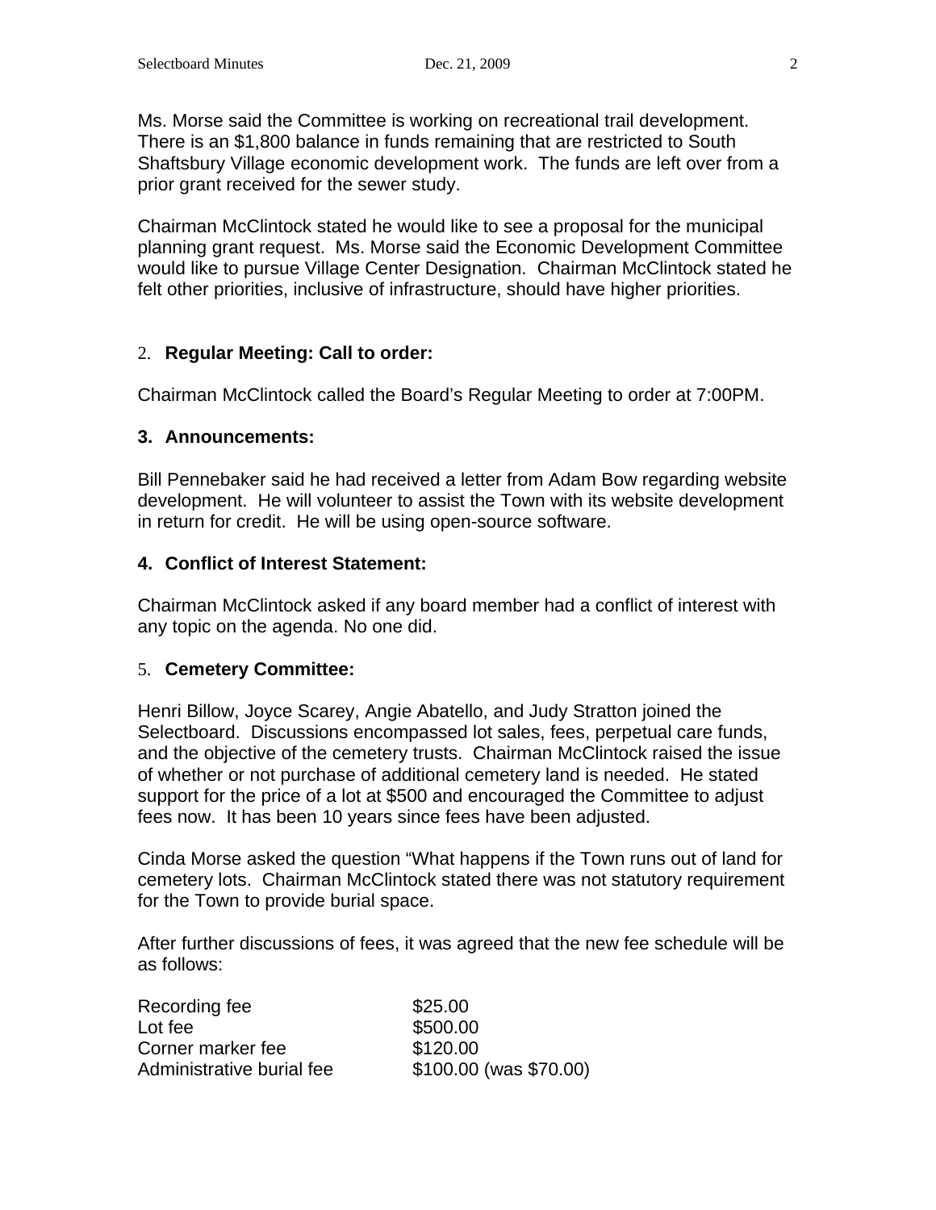Ms. Morse said the Committee is working on recreational trail development. There is an $1,800 balance in funds remaining that are restricted to South Shaftsbury Village economic development work. The funds are left over from a prior grant received for the sewer study.

Chairman McClintock stated he would like to see a proposal for the municipal planning grant request. Ms. Morse said the Economic Development Committee would like to pursue Village Center Designation. Chairman McClintock stated he felt other priorities, inclusive of infrastructure, should have higher priorities.

2. **Regular Meeting: Call to order:**

Chairman McClintock called the Board's Regular Meeting to order at 7:00PM.

**3. Announcements:**

Bill Pennebaker said he had received a letter from Adam Bow regarding website development. He will volunteer to assist the Town with its website development in return for credit. He will be using open-source software.

**4. Conflict of Interest Statement:**

Chairman McClintock asked if any board member had a conflict of interest with any topic on the agenda. No one did.

5. **Cemetery Committee:**

Henri Billow, Joyce Scarey, Angie Abatello, and Judy Stratton joined the Selectboard. Discussions encompassed lot sales, fees, perpetual care funds, and the objective of the cemetery trusts. Chairman McClintock raised the issue of whether or not purchase of additional cemetery land is needed. He stated support for the price of a lot at $500 and encouraged the Committee to adjust fees now. It has been 10 years since fees have been adjusted.

Cinda Morse asked the question "What happens if the Town runs out of land for cemetery lots. Chairman McClintock stated there was not statutory requirement for the Town to provide burial space.

After further discussions of fees, it was agreed that the new fee schedule will be as follows:

| | |
|---|---|
| Recording fee | $25.00 |
| Lot fee | $500.00 |
| Corner marker fee | $120.00 |
| Administrative burial fee | $100.00 (was $70.00) |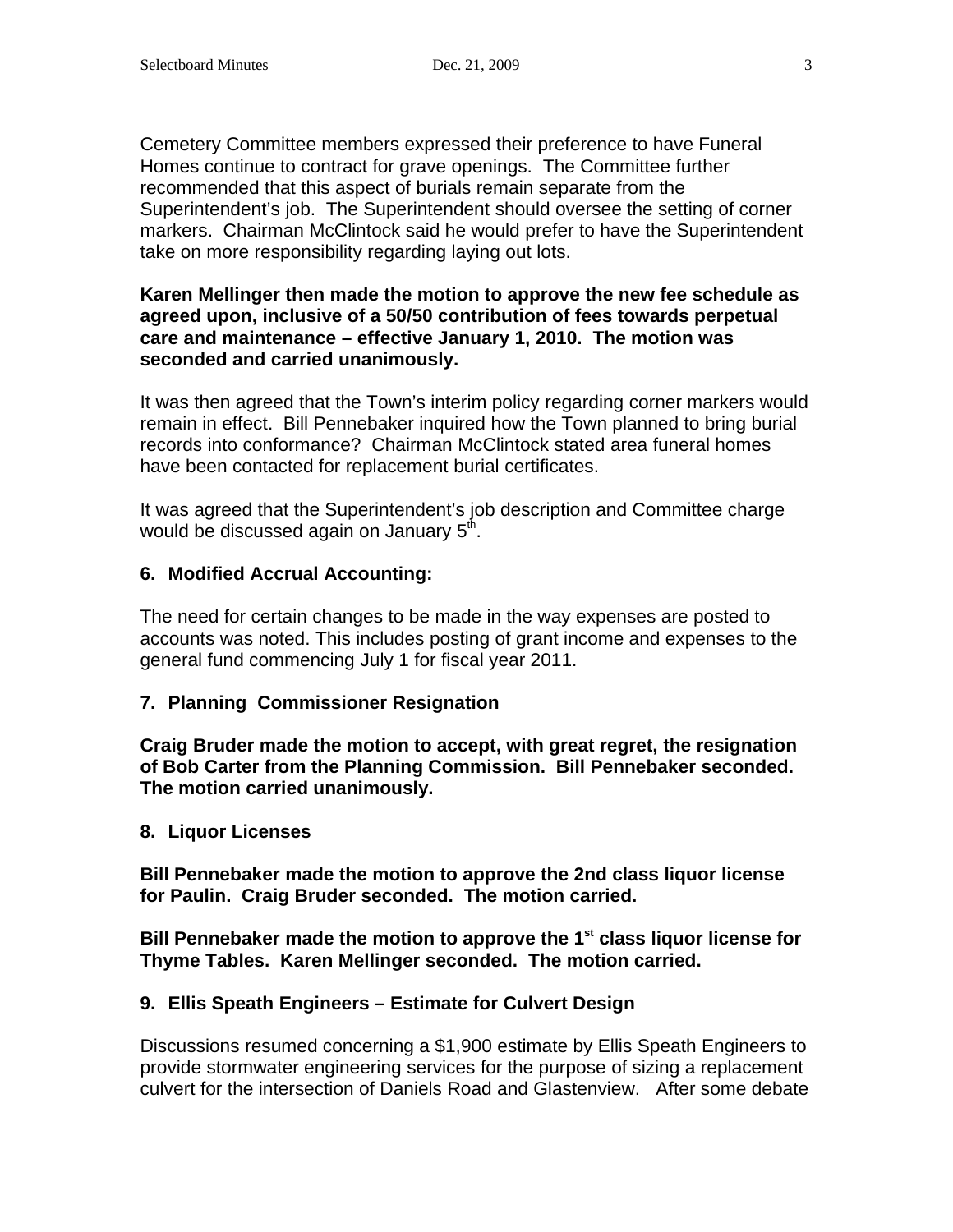Cemetery Committee members expressed their preference to have Funeral Homes continue to contract for grave openings. The Committee further recommended that this aspect of burials remain separate from the Superintendent's job. The Superintendent should oversee the setting of corner markers. Chairman McClintock said he would prefer to have the Superintendent take on more responsibility regarding laying out lots.

**Karen Mellinger then made the motion to approve the new fee schedule as agreed upon, inclusive of a 50/50 contribution of fees towards perpetual care and maintenance – effective January 1, 2010. The motion was seconded and carried unanimously.**

It was then agreed that the Town's interim policy regarding corner markers would remain in effect. Bill Pennebaker inquired how the Town planned to bring burial records into conformance? Chairman McClintock stated area funeral homes have been contacted for replacement burial certificates.

It was agreed that the Superintendent's job description and Committee charge would be discussed again on January 5th.

### 6. Modified Accrual Accounting:

The need for certain changes to be made in the way expenses are posted to accounts was noted. This includes posting of grant income and expenses to the general fund commencing July 1 for fiscal year 2011.

### 7. Planning Commissioner Resignation

**Craig Bruder made the motion to accept, with great regret, the resignation of Bob Carter from the Planning Commission. Bill Pennebaker seconded. The motion carried unanimously.**

### 8. Liquor Licenses

**Bill Pennebaker made the motion to approve the 2nd class liquor license for Paulin. Craig Bruder seconded. The motion carried.**

**Bill Pennebaker made the motion to approve the 1st class liquor license for Thyme Tables. Karen Mellinger seconded. The motion carried.**

### 9. Ellis Speath Engineers – Estimate for Culvert Design

Discussions resumed concerning a $1,900 estimate by Ellis Speath Engineers to provide stormwater engineering services for the purpose of sizing a replacement culvert for the intersection of Daniels Road and Glastenview. After some debate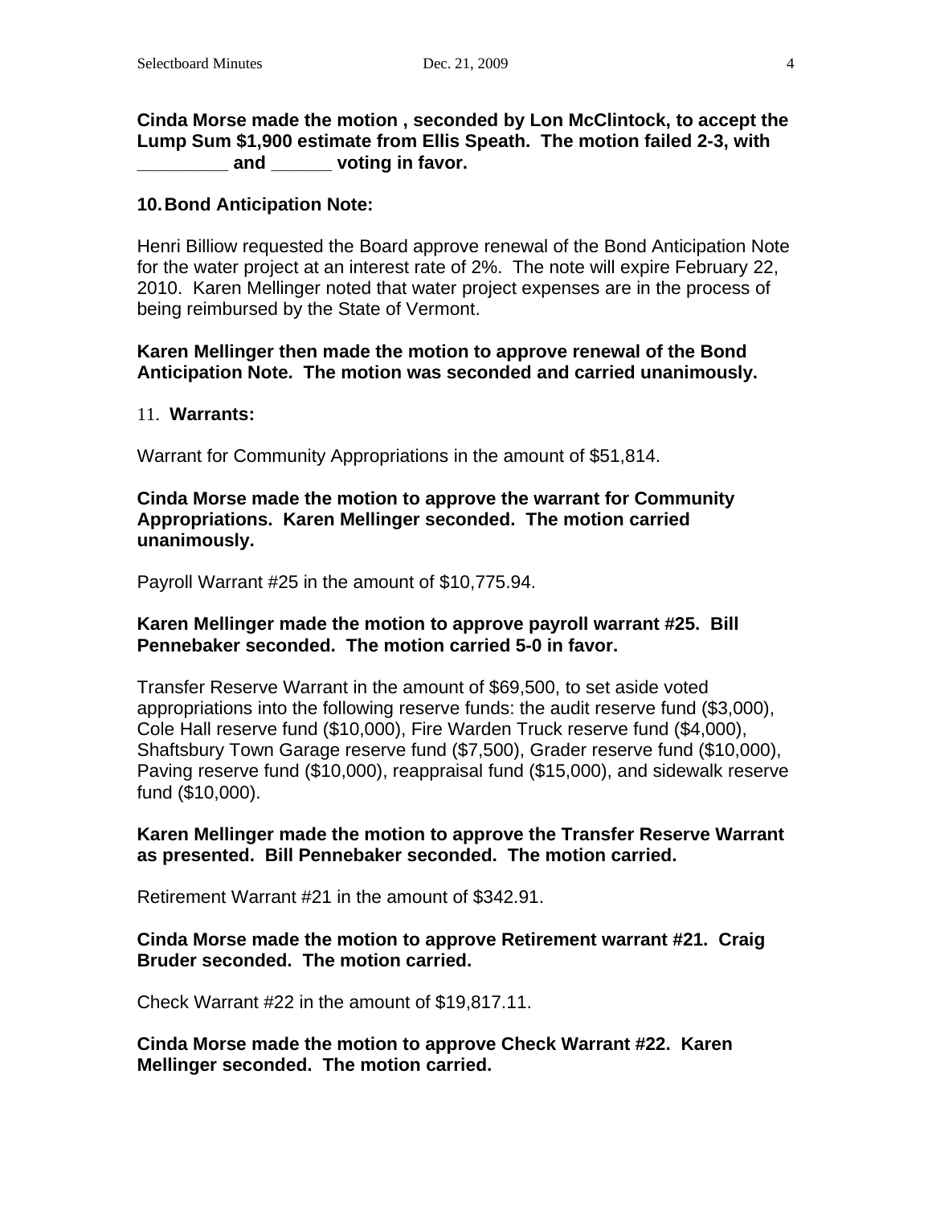**Cinda Morse made the motion , seconded by Lon McClintock, to accept the Lump Sum $1,900 estimate from Ellis Speath. The motion failed 2-3, with _________ and ______ voting in favor.**

**10. Bond Anticipation Note:**

Henri Billiow requested the Board approve renewal of the Bond Anticipation Note for the water project at an interest rate of 2%. The note will expire February 22, 2010. Karen Mellinger noted that water project expenses are in the process of being reimbursed by the State of Vermont.

**Karen Mellinger then made the motion to approve renewal of the Bond Anticipation Note. The motion was seconded and carried unanimously.**

11. **Warrants:**

Warrant for Community Appropriations in the amount of $51,814.

**Cinda Morse made the motion to approve the warrant for Community Appropriations. Karen Mellinger seconded. The motion carried unanimously.**

Payroll Warrant #25 in the amount of $10,775.94.

**Karen Mellinger made the motion to approve payroll warrant #25. Bill Pennebaker seconded. The motion carried 5-0 in favor.**

Transfer Reserve Warrant in the amount of $69,500, to set aside voted appropriations into the following reserve funds: the audit reserve fund ($3,000), Cole Hall reserve fund ($10,000), Fire Warden Truck reserve fund ($4,000), Shaftsbury Town Garage reserve fund ($7,500), Grader reserve fund ($10,000), Paving reserve fund ($10,000), reappraisal fund ($15,000), and sidewalk reserve fund ($10,000).

**Karen Mellinger made the motion to approve the Transfer Reserve Warrant as presented. Bill Pennebaker seconded. The motion carried.**

Retirement Warrant #21 in the amount of $342.91.

**Cinda Morse made the motion to approve Retirement warrant #21. Craig Bruder seconded. The motion carried.**

Check Warrant #22 in the amount of $19,817.11.

**Cinda Morse made the motion to approve Check Warrant #22. Karen Mellinger seconded. The motion carried.**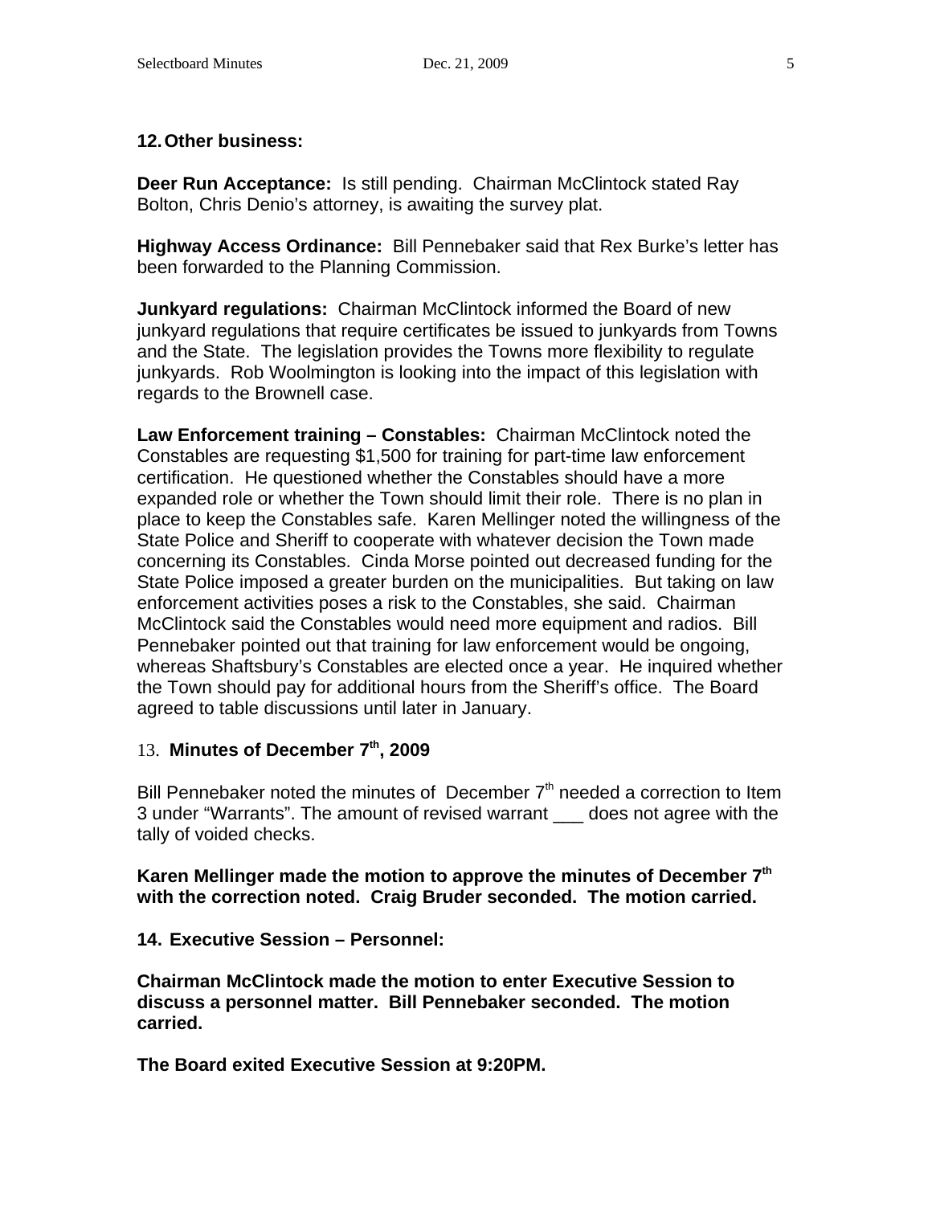## 12. Other business:

**Deer Run Acceptance:** Is still pending. Chairman McClintock stated Ray Bolton, Chris Denio's attorney, is awaiting the survey plat.

**Highway Access Ordinance:** Bill Pennebaker said that Rex Burke's letter has been forwarded to the Planning Commission.

**Junkyard regulations:** Chairman McClintock informed the Board of new junkyard regulations that require certificates be issued to junkyards from Towns and the State. The legislation provides the Towns more flexibility to regulate junkyards. Rob Woolmington is looking into the impact of this legislation with regards to the Brownell case.

**Law Enforcement training – Constables:** Chairman McClintock noted the Constables are requesting $1,500 for training for part-time law enforcement certification. He questioned whether the Constables should have a more expanded role or whether the Town should limit their role. There is no plan in place to keep the Constables safe. Karen Mellinger noted the willingness of the State Police and Sheriff to cooperate with whatever decision the Town made concerning its Constables. Cinda Morse pointed out decreased funding for the State Police imposed a greater burden on the municipalities. But taking on law enforcement activities poses a risk to the Constables, she said. Chairman McClintock said the Constables would need more equipment and radios. Bill Pennebaker pointed out that training for law enforcement would be ongoing, whereas Shaftsbury's Constables are elected once a year. He inquired whether the Town should pay for additional hours from the Sheriff's office. The Board agreed to table discussions until later in January.

## 13. Minutes of December 7th, 2009

Bill Pennebaker noted the minutes of December 7th needed a correction to Item 3 under "Warrants". The amount of revised warrant ___ does not agree with the tally of voided checks.

**Karen Mellinger made the motion to approve the minutes of December 7th with the correction noted. Craig Bruder seconded. The motion carried.**

## 14. Executive Session – Personnel:

**Chairman McClintock made the motion to enter Executive Session to discuss a personnel matter. Bill Pennebaker seconded. The motion carried.**

**The Board exited Executive Session at 9:20PM.**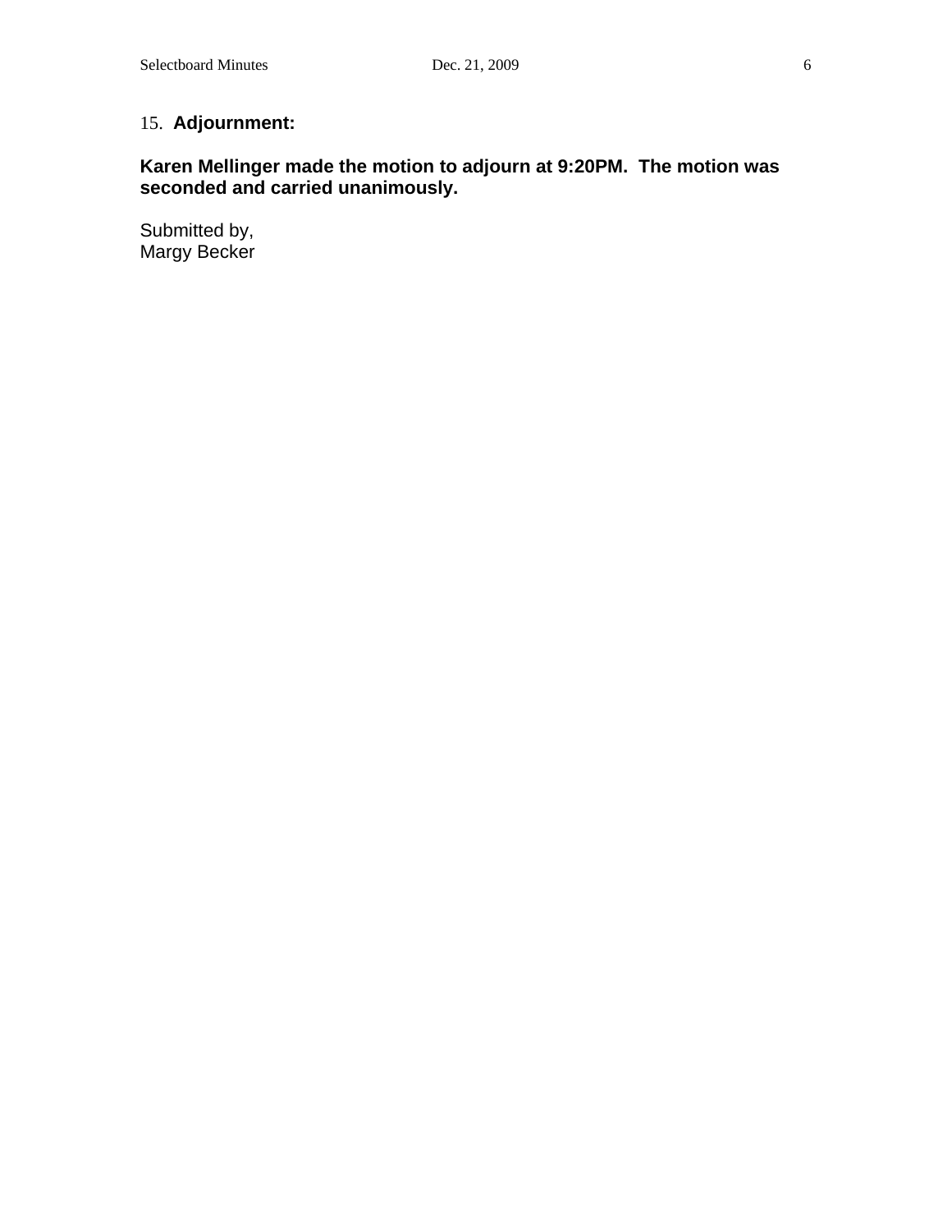15. **Adjournment:**

**Karen Mellinger made the motion to adjourn at 9:20PM. The motion was seconded and carried unanimously.**

Submitted by,
Margy Becker